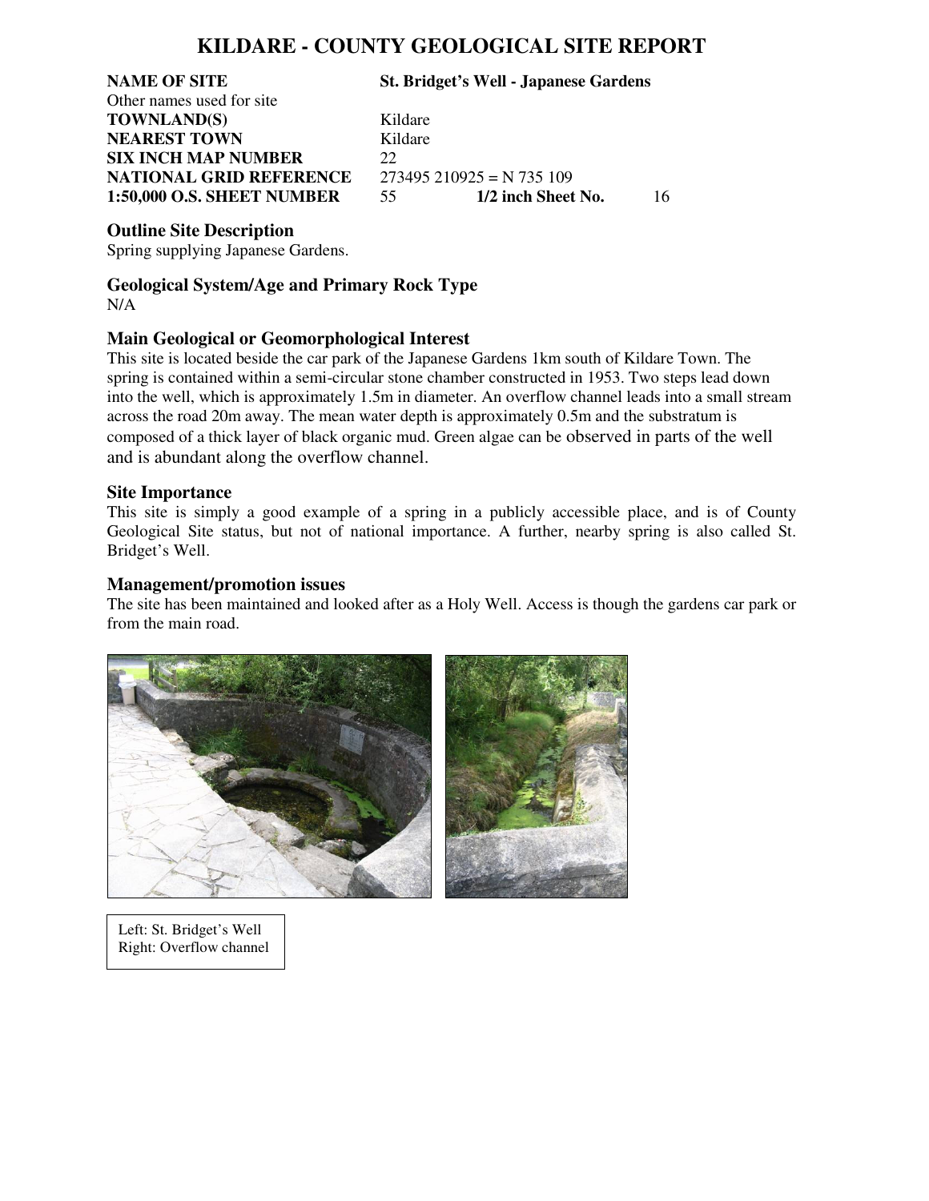# KILDARE - COUNTY GEOLOGICAL SITE REPORT

| | | | |
|---|---|---|---|
| **NAME OF SITE** | **St. Bridget's Well - Japanese Gardens** | | |
| Other names used for site | | | |
| **TOWNLAND(S)** | Kildare | | |
| **NEAREST TOWN** | Kildare | | |
| **SIX INCH MAP NUMBER** | 22 | | |
| **NATIONAL GRID REFERENCE** | 273495 210925 = N 735 109 | | |
| **1:50,000 O.S. SHEET NUMBER** | 55 | **1/2 inch Sheet No.** | 16 |

### Outline Site Description

Spring supplying Japanese Gardens.

### Geological System/Age and Primary Rock Type

N/A

### Main Geological or Geomorphological Interest

This site is located beside the car park of the Japanese Gardens 1km south of Kildare Town. The spring is contained within a semi-circular stone chamber constructed in 1953. Two steps lead down into the well, which is approximately 1.5m in diameter. An overflow channel leads into a small stream across the road 20m away. The mean water depth is approximately 0.5m and the substratum is composed of a thick layer of black organic mud. Green algae can be observed in parts of the well and is abundant along the overflow channel.

### Site Importance

This site is simply a good example of a spring in a publicly accessible place, and is of County Geological Site status, but not of national importance. A further, nearby spring is also called St. Bridget's Well.

### Management/promotion issues

The site has been maintained and looked after as a Holy Well. Access is though the gardens car park or from the main road.

Left: St. Bridget's Well
Right: Overflow channel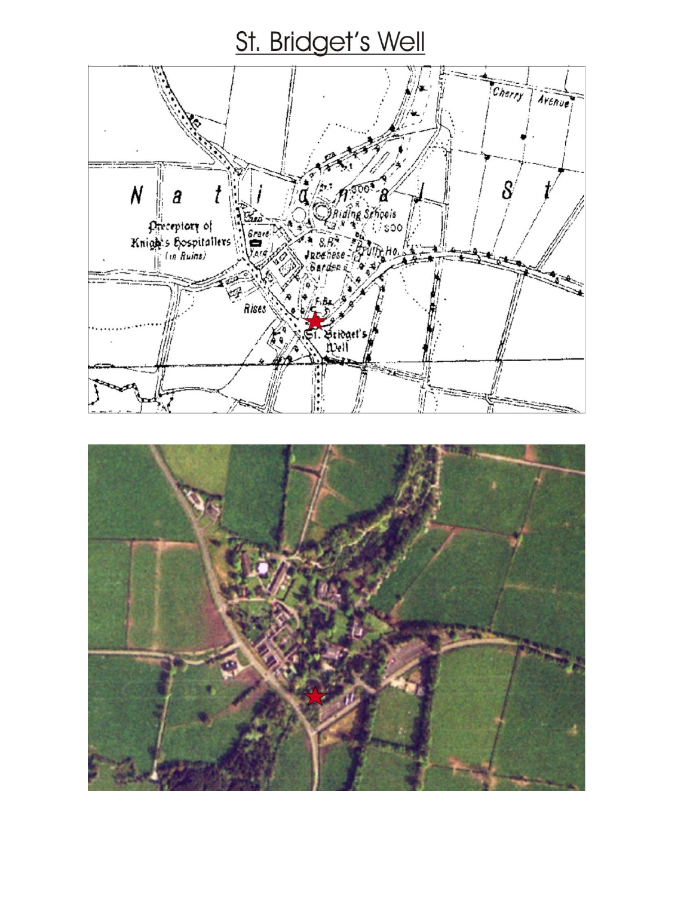# St. Bridget's Well